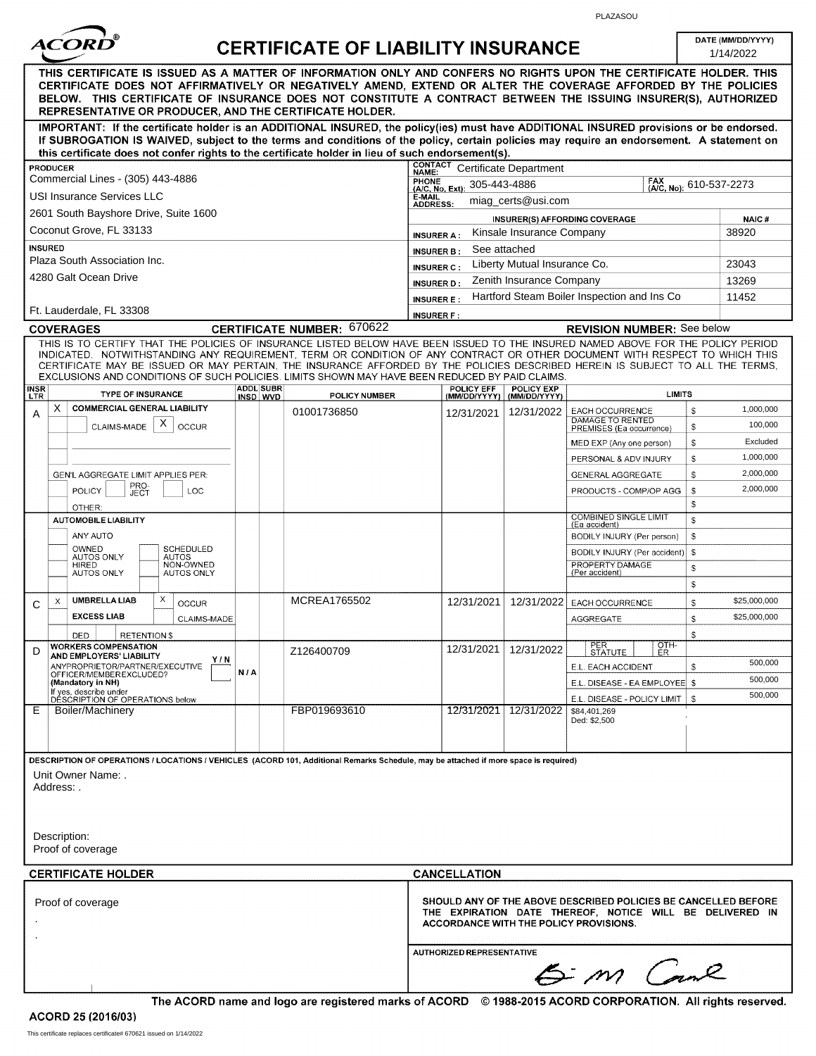PLAZASOU

# ACORD CERTIFICATE OF LIABILITY INSURANCE

DATE (MM/DD/YYYY): 1/14/2022

**THIS CERTIFICATE IS ISSUED AS A MATTER OF INFORMATION ONLY AND CONFERS NO RIGHTS UPON THE CERTIFICATE HOLDER. THIS CERTIFICATE DOES NOT AFFIRMATIVELY OR NEGATIVELY AMEND, EXTEND OR ALTER THE COVERAGE AFFORDED BY THE POLICIES BELOW. THIS CERTIFICATE OF INSURANCE DOES NOT CONSTITUTE A CONTRACT BETWEEN THE ISSUING INSURER(S), AUTHORIZED REPRESENTATIVE OR PRODUCER, AND THE CERTIFICATE HOLDER.**

**IMPORTANT: If the certificate holder is an ADDITIONAL INSURED, the policy(ies) must have ADDITIONAL INSURED provisions or be endorsed. If SUBROGATION IS WAIVED, subject to the terms and conditions of the policy, certain policies may require an endorsement. A statement on this certificate does not confer rights to the certificate holder in lieu of such endorsement(s).**

| PRODUCER | CONTACT | |
|---|---|---|
| Commercial Lines - (305) 443-4886 | CONTACT NAME: Certificate Department | |
| USI Insurance Services LLC | PHONE (A/C, No, Ext): 305-443-4886 | FAX (A/C, No): 610-537-2273 |
| 2601 South Bayshore Drive, Suite 1600 | E-MAIL ADDRESS: miag_certs@usi.com | |
| Coconut Grove, FL 33133 | | |

| | INSURER(S) AFFORDING COVERAGE | NAIC # |
|---|---|---|
| INSURER A : | Kinsale Insurance Company | 38920 |
| INSURER B : | See attached | |
| INSURER C : | Liberty Mutual Insurance Co. | 23043 |
| INSURER D : | Zenith Insurance Company | 13269 |
| INSURER E : | Hartford Steam Boiler Inspection and Ins Co | 11452 |
| INSURER F : | | |

**INSURED**
Plaza South Association Inc.
4280 Galt Ocean Drive
Ft. Lauderdale, FL 33308

## COVERAGES

**CERTIFICATE NUMBER:** 670622 **REVISION NUMBER:** See below

THIS IS TO CERTIFY THAT THE POLICIES OF INSURANCE LISTED BELOW HAVE BEEN ISSUED TO THE INSURED NAMED ABOVE FOR THE POLICY PERIOD INDICATED. NOTWITHSTANDING ANY REQUIREMENT, TERM OR CONDITION OF ANY CONTRACT OR OTHER DOCUMENT WITH RESPECT TO WHICH THIS CERTIFICATE MAY BE ISSUED OR MAY PERTAIN, THE INSURANCE AFFORDED BY THE POLICIES DESCRIBED HEREIN IS SUBJECT TO ALL THE TERMS, EXCLUSIONS AND CONDITIONS OF SUCH POLICIES. LIMITS SHOWN MAY HAVE BEEN REDUCED BY PAID CLAIMS.

| INSR LTR | TYPE OF INSURANCE | ADDL INSD | SUBR WVD | POLICY NUMBER | POLICY EFF (MM/DD/YYYY) | POLICY EXP (MM/DD/YYYY) | LIMITS | |
|---|---|---|---|---|---|---|---|---|
| A | X COMMERCIAL GENERAL LIABILITY | | | 01001736850 | 12/31/2021 | 12/31/2022 | EACH OCCURRENCE | $ 1,000,000 |
| | CLAIMS-MADE X OCCUR | | | | | | DAMAGE TO RENTED PREMISES (Ea occurrence) | $ 100,000 |
| | | | | | | | MED EXP (Any one person) | $ Excluded |
| | | | | | | | PERSONAL & ADV INJURY | $ 1,000,000 |
| | GEN'L AGGREGATE LIMIT APPLIES PER: | | | | | | GENERAL AGGREGATE | $ 2,000,000 |
| | POLICY / PRO-JECT / LOC | | | | | | PRODUCTS - COMP/OP AGG | $ 2,000,000 |
| | OTHER: | | | | | | | $ |
| | AUTOMOBILE LIABILITY | | | | | | COMBINED SINGLE LIMIT (Ea accident) | $ |
| | ANY AUTO | | | | | | BODILY INJURY (Per person) | $ |
| | OWNED AUTOS ONLY / SCHEDULED AUTOS | | | | | | BODILY INJURY (Per accident) | $ |
| | HIRED AUTOS ONLY / NON-OWNED AUTOS ONLY | | | | | | PROPERTY DAMAGE (Per accident) | $ |
| | | | | | | | | $ |
| C | X UMBRELLA LIAB X OCCUR | | | MCREA1765502 | 12/31/2021 | 12/31/2022 | EACH OCCURRENCE | $ $25,000,000 |
| | EXCESS LIAB CLAIMS-MADE | | | | | | AGGREGATE | $ $25,000,000 |
| | DED RETENTION $ | | | | | | | $ |
| D | WORKERS COMPENSATION AND EMPLOYERS' LIABILITY Y/N | | | Z126400709 | 12/31/2021 | 12/31/2022 | PER STATUTE / OTH-ER | |
| | ANYPROPRIETOR/PARTNER/EXECUTIVE OFFICER/MEMBEREXCLUDED? (Mandatory in NH) | N/A | | | | | E.L. EACH ACCIDENT | $ 500,000 |
| | | | | | | | E.L. DISEASE - EA EMPLOYEE | $ 500,000 |
| | If yes, describe under DESCRIPTION OF OPERATIONS below | | | | | | E.L. DISEASE - POLICY LIMIT | $ 500,000 |
| E | Boiler/Machinery | | | FBP019693610 | 12/31/2021 | 12/31/2022 | $84,401,269 Ded: $2,500 | |

**DESCRIPTION OF OPERATIONS / LOCATIONS / VEHICLES** (ACORD 101, Additional Remarks Schedule, may be attached if more space is required)

Unit Owner Name: .
Address: .

Description:
Proof of coverage

## CERTIFICATE HOLDER

Proof of coverage
.
.

## CANCELLATION

**SHOULD ANY OF THE ABOVE DESCRIBED POLICIES BE CANCELLED BEFORE THE EXPIRATION DATE THEREOF, NOTICE WILL BE DELIVERED IN ACCORDANCE WITH THE POLICY PROVISIONS.**

AUTHORIZED REPRESENTATIVE

The ACORD name and logo are registered marks of ACORD © 1988-2015 ACORD CORPORATION. All rights reserved.

ACORD 25 (2016/03)

This certificate replaces certificate# 670621 issued on 1/14/2022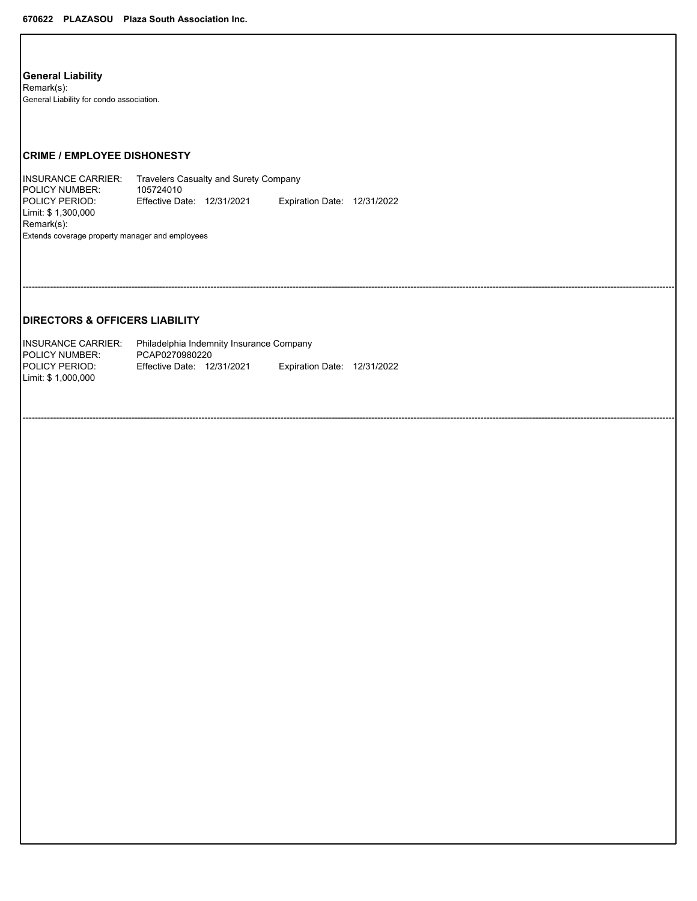## General Liability

Remark(s):
General Liability for condo association.

## CRIME / EMPLOYEE DISHONESTY

INSURANCE CARRIER: Travelers Casualty and Surety Company
POLICY NUMBER: 105724010
POLICY PERIOD: Effective Date: 12/31/2021 Expiration Date: 12/31/2022
Limit: $ 1,300,000
Remark(s):
Extends coverage property manager and employees

---

## DIRECTORS & OFFICERS LIABILITY

INSURANCE CARRIER: Philadelphia Indemnity Insurance Company
POLICY NUMBER: PCAP0270980220
POLICY PERIOD: Effective Date: 12/31/2021 Expiration Date: 12/31/2022
Limit: $ 1,000,000

---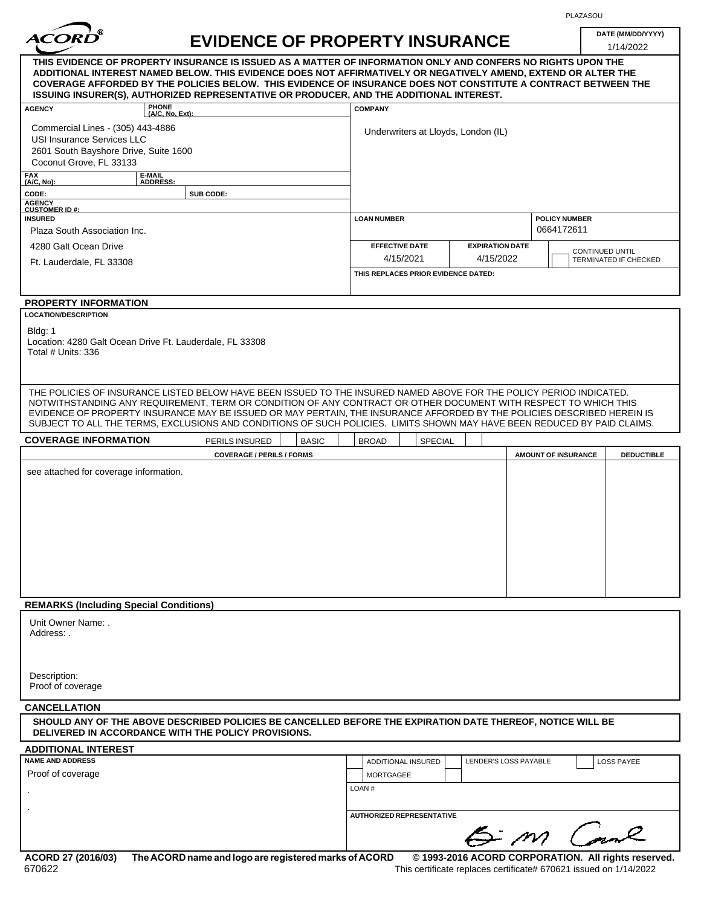PLAZASOU

# ACORD® EVIDENCE OF PROPERTY INSURANCE

**DATE (MM/DD/YYYY)** 1/14/2022

**THIS EVIDENCE OF PROPERTY INSURANCE IS ISSUED AS A MATTER OF INFORMATION ONLY AND CONFERS NO RIGHTS UPON THE ADDITIONAL INTEREST NAMED BELOW. THIS EVIDENCE DOES NOT AFFIRMATIVELY OR NEGATIVELY AMEND, EXTEND OR ALTER THE COVERAGE AFFORDED BY THE POLICIES BELOW. THIS EVIDENCE OF INSURANCE DOES NOT CONSTITUTE A CONTRACT BETWEEN THE ISSUING INSURER(S), AUTHORIZED REPRESENTATIVE OR PRODUCER, AND THE ADDITIONAL INTEREST.**

| AGENCY | PHONE (A/C, No, Ext): | COMPANY |
|---|---|---|
| Commercial Lines - (305) 443-4886<br>USI Insurance Services LLC<br>2601 South Bayshore Drive, Suite 1600<br>Coconut Grove, FL 33133 | | Underwriters at Lloyds, London (IL) |
| FAX (A/C, No): | E-MAIL ADDRESS: | |
| CODE: | SUB CODE: | |
| AGENCY CUSTOMER ID #: | | |

| INSURED | LOAN NUMBER | | POLICY NUMBER |
|---|---|---|---|
| Plaza South Association Inc.<br>4280 Galt Ocean Drive<br>Ft. Lauderdale, FL 33308 | | | 0664172611 |
| | EFFECTIVE DATE: 4/15/2021 | EXPIRATION DATE: 4/15/2022 | ☐ CONTINUED UNTIL TERMINATED IF CHECKED |
| | THIS REPLACES PRIOR EVIDENCE DATED: | | |

## PROPERTY INFORMATION

**LOCATION/DESCRIPTION**

Bldg: 1
Location: 4280 Galt Ocean Drive Ft. Lauderdale, FL 33308
Total # Units: 336

THE POLICIES OF INSURANCE LISTED BELOW HAVE BEEN ISSUED TO THE INSURED NAMED ABOVE FOR THE POLICY PERIOD INDICATED. NOTWITHSTANDING ANY REQUIREMENT, TERM OR CONDITION OF ANY CONTRACT OR OTHER DOCUMENT WITH RESPECT TO WHICH THIS EVIDENCE OF PROPERTY INSURANCE MAY BE ISSUED OR MAY PERTAIN, THE INSURANCE AFFORDED BY THE POLICIES DESCRIBED HEREIN IS SUBJECT TO ALL THE TERMS, EXCLUSIONS AND CONDITIONS OF SUCH POLICIES. LIMITS SHOWN MAY HAVE BEEN REDUCED BY PAID CLAIMS.

## COVERAGE INFORMATION

PERILS INSURED ☐ BASIC ☐ BROAD ☐ SPECIAL ☐

| COVERAGE / PERILS / FORMS | AMOUNT OF INSURANCE | DEDUCTIBLE |
|---|---|---|
| see attached for coverage information. | | |

## REMARKS (Including Special Conditions)

Unit Owner Name: .
Address: .

Description:
Proof of coverage

## CANCELLATION

**SHOULD ANY OF THE ABOVE DESCRIBED POLICIES BE CANCELLED BEFORE THE EXPIRATION DATE THEREOF, NOTICE WILL BE DELIVERED IN ACCORDANCE WITH THE POLICY PROVISIONS.**

## ADDITIONAL INTEREST

| NAME AND ADDRESS | |
|---|---|
| Proof of coverage<br>.<br>. | ☐ ADDITIONAL INSURED ☐ LENDER'S LOSS PAYABLE ☐ LOSS PAYEE<br>☐ MORTGAGEE |
| | LOAN # |
| | AUTHORIZED REPRESENTATIVE |

ACORD 27 (2016/03) The ACORD name and logo are registered marks of ACORD © 1993-2016 ACORD CORPORATION. All rights reserved.

670622 This certificate replaces certificate# 670621 issued on 1/14/2022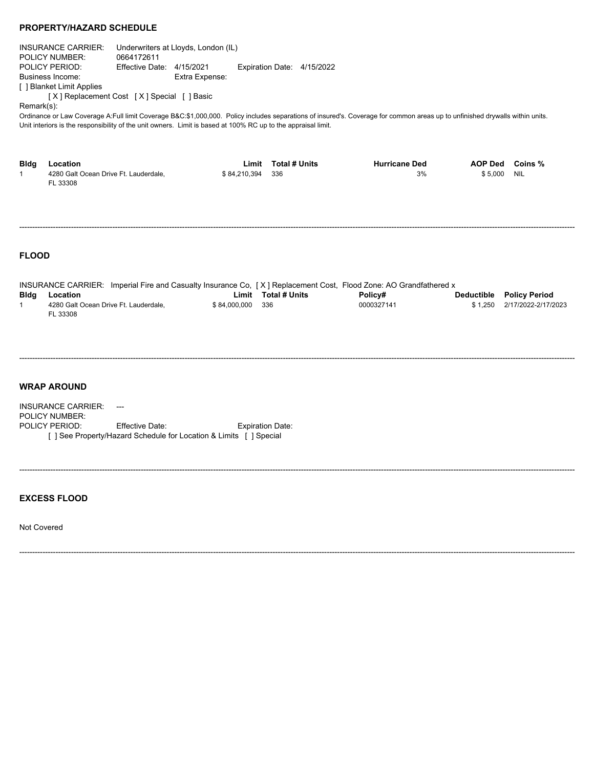## PROPERTY/HAZARD SCHEDULE

INSURANCE CARRIER: Underwriters at Lloyds, London (IL)
POLICY NUMBER: 0664172611
POLICY PERIOD: Effective Date: 4/15/2021 Expiration Date: 4/15/2022
Business Income: Extra Expense:
[ ] Blanket Limit Applies
[ X ] Replacement Cost [ X ] Special [ ] Basic
Remark(s):
Ordinance or Law Coverage A:Full limit Coverage B&C:$1,000,000. Policy includes separations of insured's. Coverage for common areas up to unfinished drywalls within units. Unit interiors is the responsibility of the unit owners. Limit is based at 100% RC up to the appraisal limit.

| Bldg | Location | Limit | Total # Units | Hurricane Ded | AOP Ded | Coins % |
|---|---|---|---|---|---|---|
| 1 | 4280 Galt Ocean Drive Ft. Lauderdale, FL 33308 | $ 84,210,394 | 336 | 3% | $ 5,000 | NIL |

---

## FLOOD

INSURANCE CARRIER: Imperial Fire and Casualty Insurance Co, [ X ] Replacement Cost, Flood Zone: AO Grandfathered x

| Bldg | Location | Limit | Total # Units | Policy# | Deductible | Policy Period |
|---|---|---|---|---|---|---|
| 1 | 4280 Galt Ocean Drive Ft. Lauderdale, FL 33308 | $ 84,000,000 | 336 | 0000327141 | $ 1,250 | 2/17/2022-2/17/2023 |

---

## WRAP AROUND

INSURANCE CARRIER: ---
POLICY NUMBER:
POLICY PERIOD: Effective Date: Expiration Date:
[ ] See Property/Hazard Schedule for Location & Limits [ ] Special

---

## EXCESS FLOOD

Not Covered

---